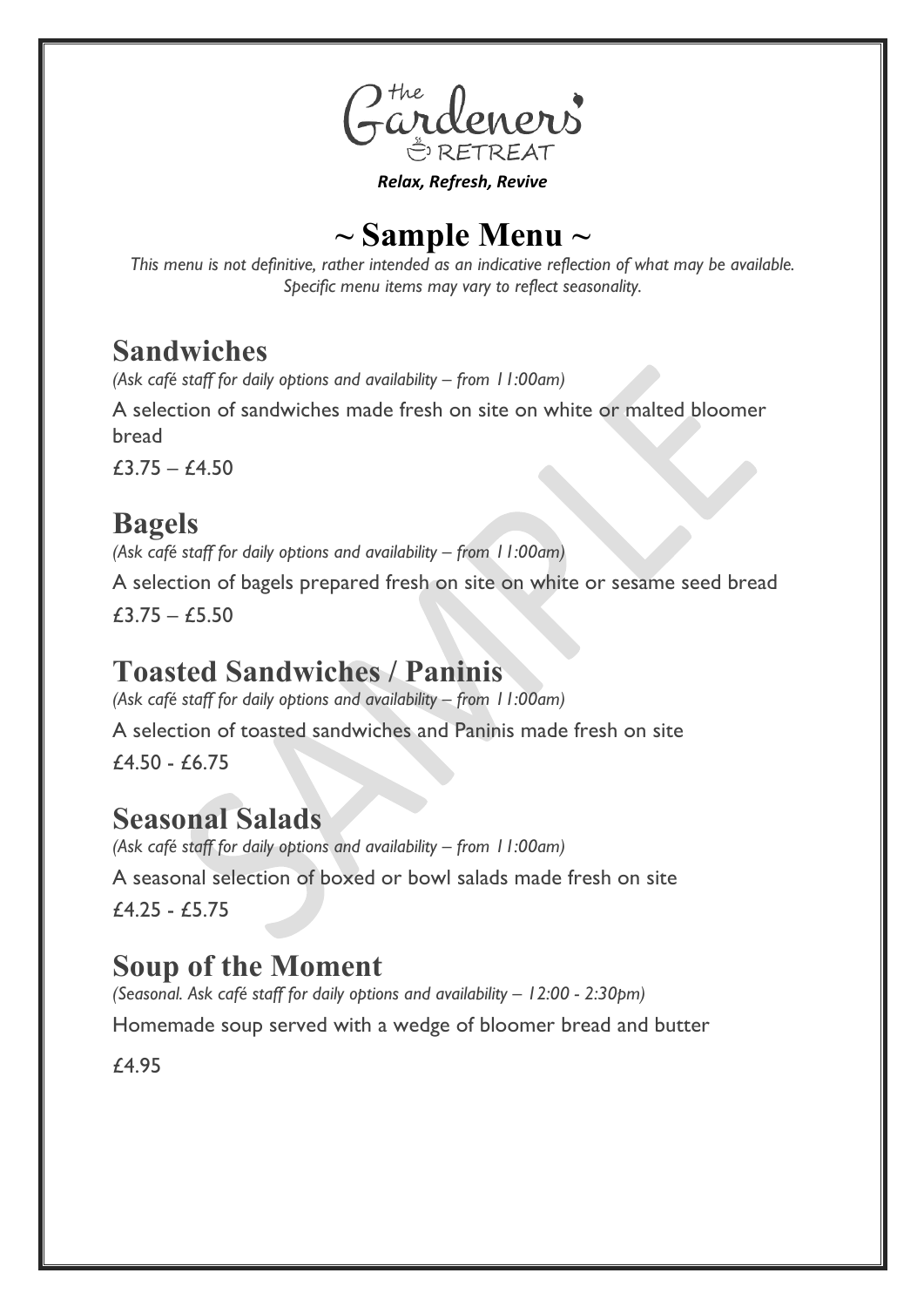the Gardeners' RETREAT

***Relax, Refresh, Revive***

# ~ Sample Menu ~

*This menu is not definitive, rather intended as an indicative reflection of what may be available. Specific menu items may vary to reflect seasonality.*

## Sandwiches

*(Ask café staff for daily options and availability – from 11:00am)*

A selection of sandwiches made fresh on site on white or malted bloomer bread

£3.75 – £4.50

## Bagels

*(Ask café staff for daily options and availability – from 11:00am)*

A selection of bagels prepared fresh on site on white or sesame seed bread

£3.75 – £5.50

## Toasted Sandwiches / Paninis

*(Ask café staff for daily options and availability – from 11:00am)*

A selection of toasted sandwiches and Paninis made fresh on site

£4.50 - £6.75

## Seasonal Salads

*(Ask café staff for daily options and availability – from 11:00am)*

A seasonal selection of boxed or bowl salads made fresh on site

£4.25 - £5.75

## Soup of the Moment

*(Seasonal. Ask café staff for daily options and availability – 12:00 - 2:30pm)*

Homemade soup served with a wedge of bloomer bread and butter

£4.95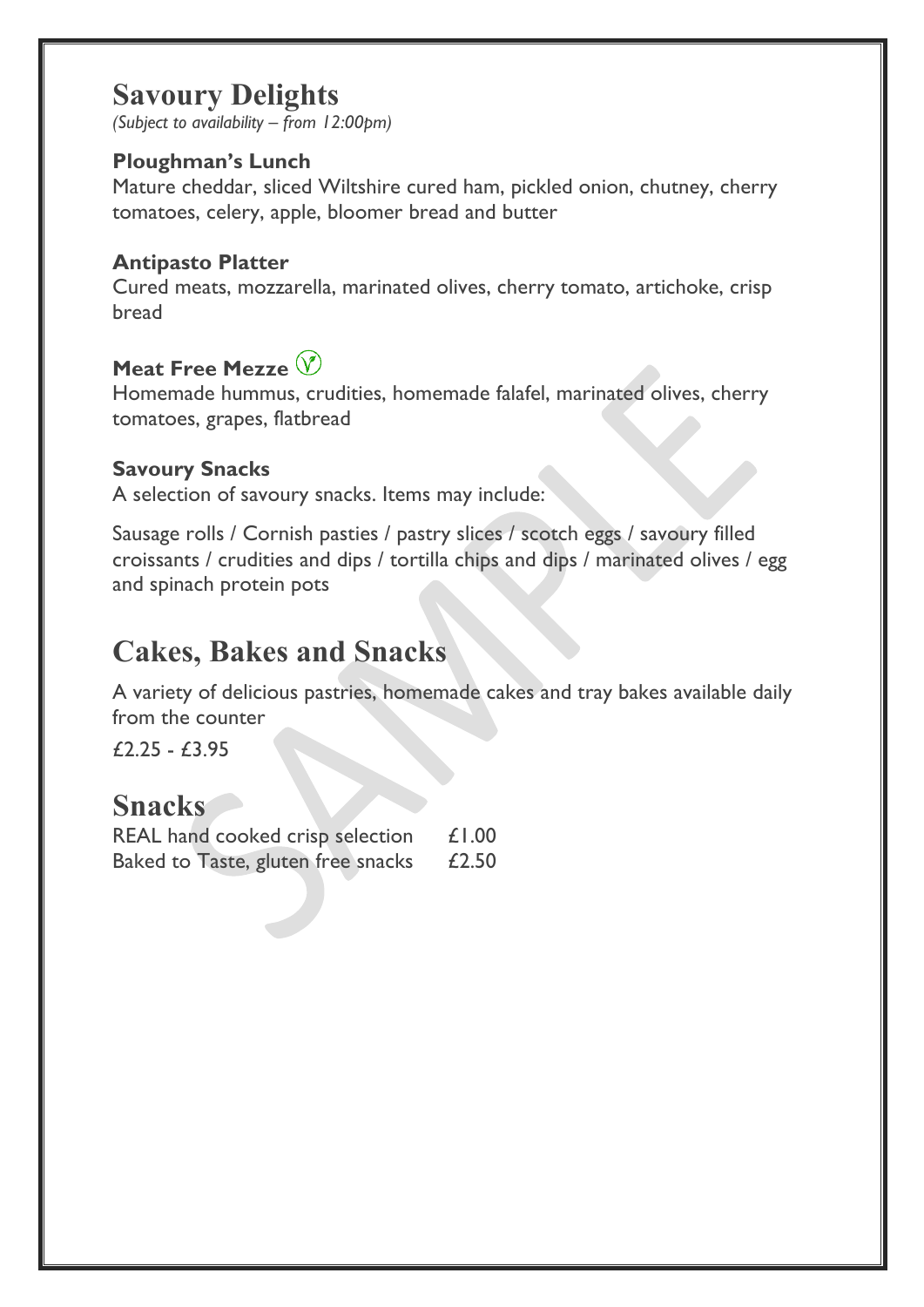## Savoury Delights

*(Subject to availability – from 12:00pm)*

**Ploughman's Lunch**

Mature cheddar, sliced Wiltshire cured ham, pickled onion, chutney, cherry tomatoes, celery, apple, bloomer bread and butter

**Antipasto Platter**

Cured meats, mozzarella, marinated olives, cherry tomato, artichoke, crisp bread

**Meat Free Mezze** (V)

Homemade hummus, crudities, homemade falafel, marinated olives, cherry tomatoes, grapes, flatbread

**Savoury Snacks**

A selection of savoury snacks. Items may include:

Sausage rolls / Cornish pasties / pastry slices / scotch eggs / savoury filled croissants / crudities and dips / tortilla chips and dips / marinated olives / egg and spinach protein pots

## Cakes, Bakes and Snacks

A variety of delicious pastries, homemade cakes and tray bakes available daily from the counter

£2.25 - £3.95

## Snacks

| | |
|---|---|
| REAL hand cooked crisp selection | £1.00 |
| Baked to Taste, gluten free snacks | £2.50 |